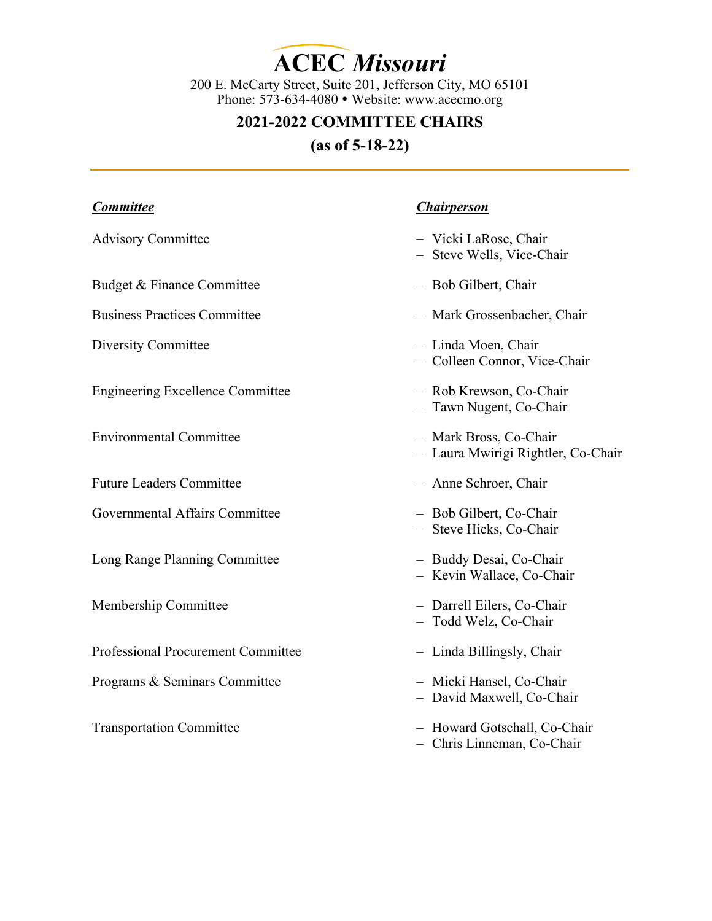# ACEC *Missouri*

200 E. McCarty Street, Suite 201, Jefferson City, MO 65101
Phone: 573-634-4080 • Website: www.acecmo.org

## 2021-2022 COMMITTEE CHAIRS

## (as of 5-18-22)

| ***Committee*** | ***Chairperson*** |
|---|---|
| Advisory Committee | – Vicki LaRose, Chair<br>– Steve Wells, Vice-Chair |
| Budget & Finance Committee | – Bob Gilbert, Chair |
| Business Practices Committee | – Mark Grossenbacher, Chair |
| Diversity Committee | – Linda Moen, Chair<br>– Colleen Connor, Vice-Chair |
| Engineering Excellence Committee | – Rob Krewson, Co-Chair<br>– Tawn Nugent, Co-Chair |
| Environmental Committee | – Mark Bross, Co-Chair<br>– Laura Mwirigi Rightler, Co-Chair |
| Future Leaders Committee | – Anne Schroer, Chair |
| Governmental Affairs Committee | – Bob Gilbert, Co-Chair<br>– Steve Hicks, Co-Chair |
| Long Range Planning Committee | – Buddy Desai, Co-Chair<br>– Kevin Wallace, Co-Chair |
| Membership Committee | – Darrell Eilers, Co-Chair<br>– Todd Welz, Co-Chair |
| Professional Procurement Committee | – Linda Billingsly, Chair |
| Programs & Seminars Committee | – Micki Hansel, Co-Chair<br>– David Maxwell, Co-Chair |
| Transportation Committee | – Howard Gotschall, Co-Chair<br>– Chris Linneman, Co-Chair |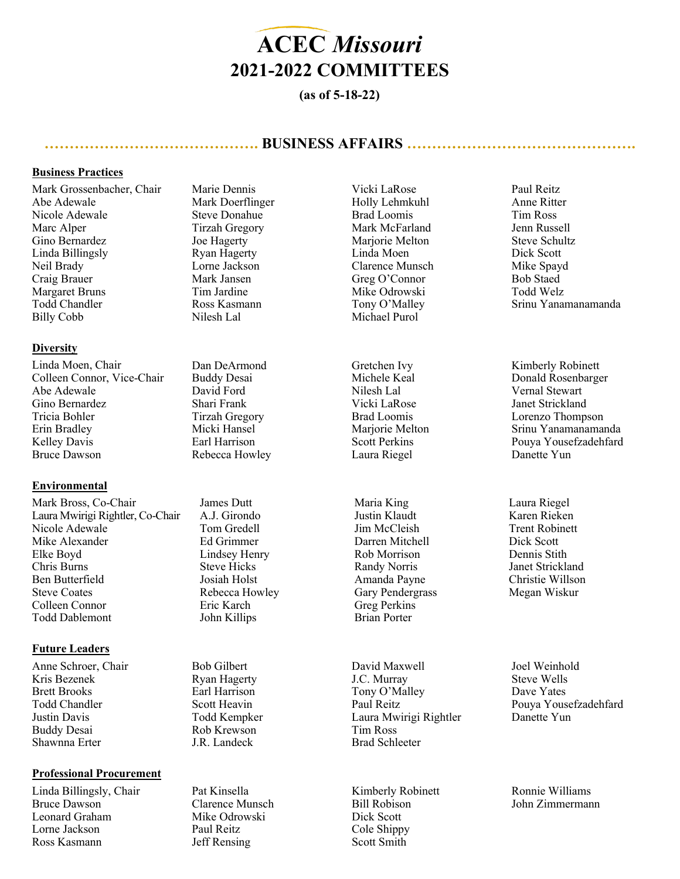# ACEC *Missouri*

# 2021-2022 COMMITTEES

**(as of 5-18-22)**

## BUSINESS AFFAIRS

### Business Practices

Mark Grossenbacher, Chair
Abe Adewale
Nicole Adewale
Marc Alper
Gino Bernardez
Linda Billingsly
Neil Brady
Craig Brauer
Margaret Bruns
Todd Chandler
Billy Cobb
Marie Dennis
Mark Doerflinger
Steve Donahue
Tirzah Gregory
Joe Hagerty
Ryan Hagerty
Lorne Jackson
Mark Jansen
Tim Jardine
Ross Kasmann
Nilesh Lal
Vicki LaRose
Holly Lehmkuhl
Brad Loomis
Mark McFarland
Marjorie Melton
Linda Moen
Clarence Munsch
Greg O'Connor
Mike Odrowski
Tony O'Malley
Michael Purol
Paul Reitz
Anne Ritter
Tim Ross
Jenn Russell
Steve Schultz
Dick Scott
Mike Spayd
Bob Staed
Todd Welz
Srinu Yanamanamanda

### Diversity

Linda Moen, Chair
Colleen Connor, Vice-Chair
Abe Adewale
Gino Bernardez
Tricia Bohler
Erin Bradley
Kelley Davis
Bruce Dawson
Dan DeArmond
Buddy Desai
David Ford
Shari Frank
Tirzah Gregory
Micki Hansel
Earl Harrison
Rebecca Howley
Gretchen Ivy
Michele Keal
Nilesh Lal
Vicki LaRose
Brad Loomis
Marjorie Melton
Scott Perkins
Laura Riegel
Kimberly Robinett
Donald Rosenbarger
Vernal Stewart
Janet Strickland
Lorenzo Thompson
Srinu Yanamanamanda
Pouya Yousefzadehfard
Danette Yun

### Environmental

Mark Bross, Co-Chair
Laura Mwirigi Rightler, Co-Chair
Nicole Adewale
Mike Alexander
Elke Boyd
Chris Burns
Ben Butterfield
Steve Coates
Colleen Connor
Todd Dablemont
James Dutt
A.J. Girondo
Tom Gredell
Ed Grimmer
Lindsey Henry
Steve Hicks
Josiah Holst
Rebecca Howley
Eric Karch
John Killips
Maria King
Justin Klaudt
Jim McCleish
Darren Mitchell
Rob Morrison
Randy Norris
Amanda Payne
Gary Pendergrass
Greg Perkins
Brian Porter
Laura Riegel
Karen Rieken
Trent Robinett
Dick Scott
Dennis Stith
Janet Strickland
Christie Willson
Megan Wiskur

### Future Leaders

Anne Schroer, Chair
Kris Bezenek
Brett Brooks
Todd Chandler
Justin Davis
Buddy Desai
Shawnna Erter
Bob Gilbert
Ryan Hagerty
Earl Harrison
Scott Heavin
Todd Kempker
Rob Krewson
J.R. Landeck
David Maxwell
J.C. Murray
Tony O'Malley
Paul Reitz
Laura Mwirigi Rightler
Tim Ross
Brad Schleeter
Joel Weinhold
Steve Wells
Dave Yates
Pouya Yousefzadehfard
Danette Yun

### Professional Procurement

Linda Billingsly, Chair
Bruce Dawson
Leonard Graham
Lorne Jackson
Ross Kasmann
Pat Kinsella
Clarence Munsch
Mike Odrowski
Paul Reitz
Jeff Rensing
Kimberly Robinett
Bill Robison
Dick Scott
Cole Shippy
Scott Smith
Ronnie Williams
John Zimmermann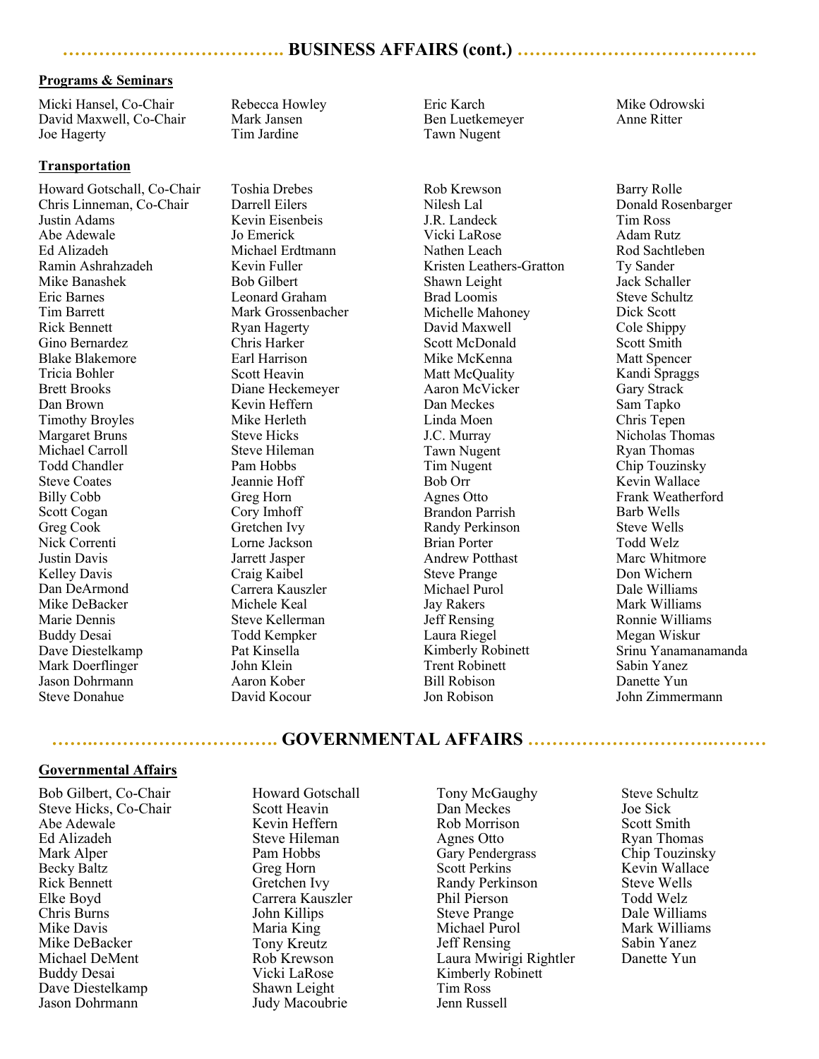## BUSINESS AFFAIRS (cont.)

**Programs & Seminars**

Micki Hansel, Co-Chair
David Maxwell, Co-Chair
Joe Hagerty
Rebecca Howley
Mark Jansen
Tim Jardine
Eric Karch
Ben Luetkemeyer
Tawn Nugent
Mike Odrowski
Anne Ritter

**Transportation**

Howard Gotschall, Co-Chair
Chris Linneman, Co-Chair
Justin Adams
Abe Adewale
Ed Alizadeh
Ramin Ashrahzadeh
Mike Banashek
Eric Barnes
Tim Barrett
Rick Bennett
Gino Bernardez
Blake Blakemore
Tricia Bohler
Brett Brooks
Dan Brown
Timothy Broyles
Margaret Bruns
Michael Carroll
Todd Chandler
Steve Coates
Billy Cobb
Scott Cogan
Greg Cook
Nick Correnti
Justin Davis
Kelley Davis
Dan DeArmond
Mike DeBacker
Marie Dennis
Buddy Desai
Dave Diestelkamp
Mark Doerflinger
Jason Dohrmann
Steve Donahue
Toshia Drebes
Darrell Eilers
Kevin Eisenbeis
Jo Emerick
Michael Erdtmann
Kevin Fuller
Bob Gilbert
Leonard Graham
Mark Grossenbacher
Ryan Hagerty
Chris Harker
Earl Harrison
Scott Heavin
Diane Heckemeyer
Kevin Heffern
Mike Herleth
Steve Hicks
Steve Hileman
Pam Hobbs
Jeannie Hoff
Greg Horn
Cory Imhoff
Gretchen Ivy
Lorne Jackson
Jarrett Jasper
Craig Kaibel
Carrera Kauszler
Michele Keal
Steve Kellerman
Todd Kempker
Pat Kinsella
John Klein
Aaron Kober
David Kocour
Rob Krewson
Nilesh Lal
J.R. Landeck
Vicki LaRose
Nathen Leach
Kristen Leathers-Gratton
Shawn Leight
Brad Loomis
Michelle Mahoney
David Maxwell
Scott McDonald
Mike McKenna
Matt McQuality
Aaron McVicker
Dan Meckes
Linda Moen
J.C. Murray
Tawn Nugent
Tim Nugent
Bob Orr
Agnes Otto
Brandon Parrish
Randy Perkinson
Brian Porter
Andrew Potthast
Steve Prange
Michael Purol
Jay Rakers
Jeff Rensing
Laura Riegel
Kimberly Robinett
Trent Robinett
Bill Robison
Jon Robison
Barry Rolle
Donald Rosenbarger
Tim Ross
Adam Rutz
Rod Sachtleben
Ty Sander
Jack Schaller
Steve Schultz
Dick Scott
Cole Shippy
Scott Smith
Matt Spencer
Kandi Spraggs
Gary Strack
Sam Tapko
Chris Tepen
Nicholas Thomas
Ryan Thomas
Chip Touzinsky
Kevin Wallace
Frank Weatherford
Barb Wells
Steve Wells
Todd Welz
Marc Whitmore
Don Wichern
Dale Williams
Mark Williams
Ronnie Williams
Megan Wiskur
Srinu Yanamanamanda
Sabin Yanez
Danette Yun
John Zimmermann

## GOVERNMENTAL AFFAIRS

**Governmental Affairs**

Bob Gilbert, Co-Chair
Steve Hicks, Co-Chair
Abe Adewale
Ed Alizadeh
Mark Alper
Becky Baltz
Rick Bennett
Elke Boyd
Chris Burns
Mike Davis
Mike DeBacker
Michael DeMent
Buddy Desai
Dave Diestelkamp
Jason Dohrmann
Howard Gotschall
Scott Heavin
Kevin Heffern
Steve Hileman
Pam Hobbs
Greg Horn
Gretchen Ivy
Carrera Kauszler
John Killips
Maria King
Tony Kreutz
Rob Krewson
Vicki LaRose
Shawn Leight
Judy Macoubrie
Tony McGaughy
Dan Meckes
Rob Morrison
Agnes Otto
Gary Pendergrass
Scott Perkins
Randy Perkinson
Phil Pierson
Steve Prange
Michael Purol
Jeff Rensing
Laura Mwirigi Rightler
Kimberly Robinett
Tim Ross
Jenn Russell
Steve Schultz
Joe Sick
Scott Smith
Ryan Thomas
Chip Touzinsky
Kevin Wallace
Steve Wells
Todd Welz
Dale Williams
Mark Williams
Sabin Yanez
Danette Yun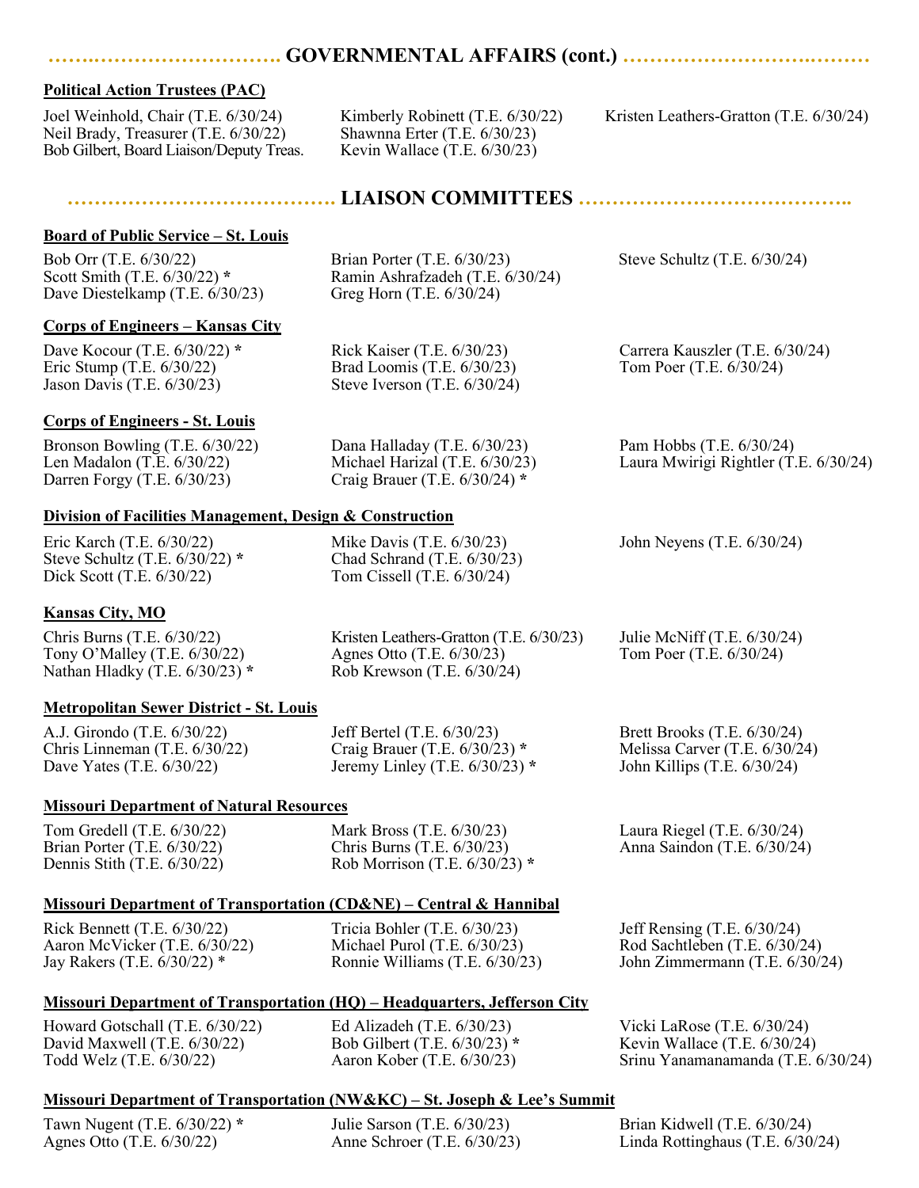## GOVERNMENTAL AFFAIRS (cont.)

**Political Action Trustees (PAC)**

Joel Weinhold, Chair (T.E. 6/30/24)
Neil Brady, Treasurer (T.E. 6/30/22)
Bob Gilbert, Board Liaison/Deputy Treas.
Kimberly Robinett (T.E. 6/30/22)
Shawnna Erter (T.E. 6/30/23)
Kevin Wallace (T.E. 6/30/23)
Kristen Leathers-Gratton (T.E. 6/30/24)

## LIAISON COMMITTEES

**Board of Public Service – St. Louis**

Bob Orr (T.E. 6/30/22)
Scott Smith (T.E. 6/30/22) *
Dave Diestelkamp (T.E. 6/30/23)
Brian Porter (T.E. 6/30/23)
Ramin Ashrafzadeh (T.E. 6/30/24)
Greg Horn (T.E. 6/30/24)
Steve Schultz (T.E. 6/30/24)

**Corps of Engineers – Kansas City**

Dave Kocour (T.E. 6/30/22) *
Eric Stump (T.E. 6/30/22)
Jason Davis (T.E. 6/30/23)
Rick Kaiser (T.E. 6/30/23)
Brad Loomis (T.E. 6/30/23)
Steve Iverson (T.E. 6/30/24)
Carrera Kauszler (T.E. 6/30/24)
Tom Poer (T.E. 6/30/24)

**Corps of Engineers - St. Louis**

Bronson Bowling (T.E. 6/30/22)
Len Madalon (T.E. 6/30/22)
Darren Forgy (T.E. 6/30/23)
Dana Halladay (T.E. 6/30/23)
Michael Harizal (T.E. 6/30/23)
Craig Brauer (T.E. 6/30/24) *
Pam Hobbs (T.E. 6/30/24)
Laura Mwirigi Rightler (T.E. 6/30/24)

**Division of Facilities Management, Design & Construction**

Eric Karch (T.E. 6/30/22)
Steve Schultz (T.E. 6/30/22) *
Dick Scott (T.E. 6/30/22)
Mike Davis (T.E. 6/30/23)
Chad Schrand (T.E. 6/30/23)
Tom Cissell (T.E. 6/30/24)
John Neyens (T.E. 6/30/24)

**Kansas City, MO**

Chris Burns (T.E. 6/30/22)
Tony O'Malley (T.E. 6/30/22)
Nathan Hladky (T.E. 6/30/23) *
Kristen Leathers-Gratton (T.E. 6/30/23)
Agnes Otto (T.E. 6/30/23)
Rob Krewson (T.E. 6/30/24)
Julie McNiff (T.E. 6/30/24)
Tom Poer (T.E. 6/30/24)

**Metropolitan Sewer District - St. Louis**

A.J. Girondo (T.E. 6/30/22)
Chris Linneman (T.E. 6/30/22)
Dave Yates (T.E. 6/30/22)
Jeff Bertel (T.E. 6/30/23)
Craig Brauer (T.E. 6/30/23) *
Jeremy Linley (T.E. 6/30/23) *
Brett Brooks (T.E. 6/30/24)
Melissa Carver (T.E. 6/30/24)
John Killips (T.E. 6/30/24)

**Missouri Department of Natural Resources**

Tom Gredell (T.E. 6/30/22)
Brian Porter (T.E. 6/30/22)
Dennis Stith (T.E. 6/30/22)
Mark Bross (T.E. 6/30/23)
Chris Burns (T.E. 6/30/23)
Rob Morrison (T.E. 6/30/23) *
Laura Riegel (T.E. 6/30/24)
Anna Saindon (T.E. 6/30/24)

**Missouri Department of Transportation (CD&NE) – Central & Hannibal**

Rick Bennett (T.E. 6/30/22)
Aaron McVicker (T.E. 6/30/22)
Jay Rakers (T.E. 6/30/22) *
Tricia Bohler (T.E. 6/30/23)
Michael Purol (T.E. 6/30/23)
Ronnie Williams (T.E. 6/30/23)
Jeff Rensing (T.E. 6/30/24)
Rod Sachtleben (T.E. 6/30/24)
John Zimmermann (T.E. 6/30/24)

**Missouri Department of Transportation (HQ) – Headquarters, Jefferson City**

Howard Gotschall (T.E. 6/30/22)
David Maxwell (T.E. 6/30/22)
Todd Welz (T.E. 6/30/22)
Ed Alizadeh (T.E. 6/30/23)
Bob Gilbert (T.E. 6/30/23) *
Aaron Kober (T.E. 6/30/23)
Vicki LaRose (T.E. 6/30/24)
Kevin Wallace (T.E. 6/30/24)
Srinu Yanamanamanda (T.E. 6/30/24)

**Missouri Department of Transportation (NW&KC) – St. Joseph & Lee's Summit**

Tawn Nugent (T.E. 6/30/22) *
Agnes Otto (T.E. 6/30/22)
Julie Sarson (T.E. 6/30/23)
Anne Schroer (T.E. 6/30/23)
Brian Kidwell (T.E. 6/30/24)
Linda Rottinghaus (T.E. 6/30/24)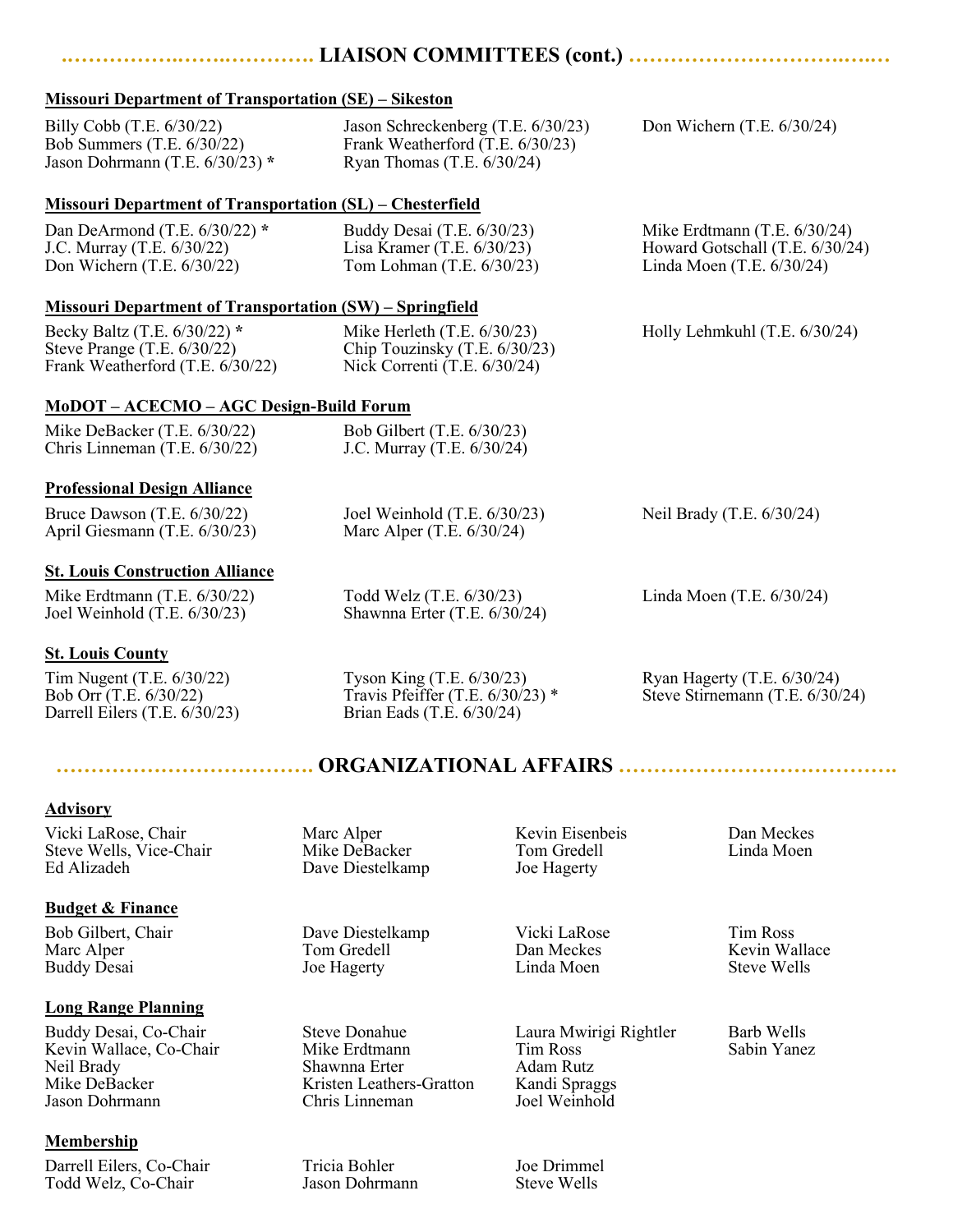## LIAISON COMMITTEES (cont.)

**Missouri Department of Transportation (SE) – Sikeston**

Billy Cobb (T.E. 6/30/22)
Bob Summers (T.E. 6/30/22)
Jason Dohrmann (T.E. 6/30/23) *
Jason Schreckenberg (T.E. 6/30/23)
Frank Weatherford (T.E. 6/30/23)
Ryan Thomas (T.E. 6/30/24)
Don Wichern (T.E. 6/30/24)

**Missouri Department of Transportation (SL) – Chesterfield**

Dan DeArmond (T.E. 6/30/22) *
J.C. Murray (T.E. 6/30/22)
Don Wichern (T.E. 6/30/22)
Buddy Desai (T.E. 6/30/23)
Lisa Kramer (T.E. 6/30/23)
Tom Lohman (T.E. 6/30/23)
Mike Erdtmann (T.E. 6/30/24)
Howard Gotschall (T.E. 6/30/24)
Linda Moen (T.E. 6/30/24)

**Missouri Department of Transportation (SW) – Springfield**

Becky Baltz (T.E. 6/30/22) *
Steve Prange (T.E. 6/30/22)
Frank Weatherford (T.E. 6/30/22)
Mike Herleth (T.E. 6/30/23)
Chip Touzinsky (T.E. 6/30/23)
Nick Correnti (T.E. 6/30/24)
Holly Lehmkuhl (T.E. 6/30/24)

**MoDOT – ACECMO – AGC Design-Build Forum**

Mike DeBacker (T.E. 6/30/22)
Chris Linneman (T.E. 6/30/22)
Bob Gilbert (T.E. 6/30/23)
J.C. Murray (T.E. 6/30/24)

**Professional Design Alliance**

Bruce Dawson (T.E. 6/30/22)
April Giesmann (T.E. 6/30/23)
Joel Weinhold (T.E. 6/30/23)
Marc Alper (T.E. 6/30/24)
Neil Brady (T.E. 6/30/24)

**St. Louis Construction Alliance**

Mike Erdtmann (T.E. 6/30/22)
Joel Weinhold (T.E. 6/30/23)
Todd Welz (T.E. 6/30/23)
Shawnna Erter (T.E. 6/30/24)
Linda Moen (T.E. 6/30/24)

**St. Louis County**

Tim Nugent (T.E. 6/30/22)
Bob Orr (T.E. 6/30/22)
Darrell Eilers (T.E. 6/30/23)
Tyson King (T.E. 6/30/23)
Travis Pfeiffer (T.E. 6/30/23) *
Brian Eads (T.E. 6/30/24)
Ryan Hagerty (T.E. 6/30/24)
Steve Stirnemann (T.E. 6/30/24)

## ORGANIZATIONAL AFFAIRS

**Advisory**

Vicki LaRose, Chair
Steve Wells, Vice-Chair
Ed Alizadeh
Marc Alper
Mike DeBacker
Dave Diestelkamp
Kevin Eisenbeis
Tom Gredell
Joe Hagerty
Dan Meckes
Linda Moen

**Budget & Finance**

Bob Gilbert, Chair
Marc Alper
Buddy Desai
Dave Diestelkamp
Tom Gredell
Joe Hagerty
Vicki LaRose
Dan Meckes
Linda Moen
Tim Ross
Kevin Wallace
Steve Wells

**Long Range Planning**

Buddy Desai, Co-Chair
Kevin Wallace, Co-Chair
Neil Brady
Mike DeBacker
Jason Dohrmann
Steve Donahue
Mike Erdtmann
Shawnna Erter
Kristen Leathers-Gratton
Chris Linneman
Laura Mwirigi Rightler
Tim Ross
Adam Rutz
Kandi Spraggs
Joel Weinhold
Barb Wells
Sabin Yanez

**Membership**

Darrell Eilers, Co-Chair
Todd Welz, Co-Chair
Tricia Bohler
Jason Dohrmann
Joe Drimmel
Steve Wells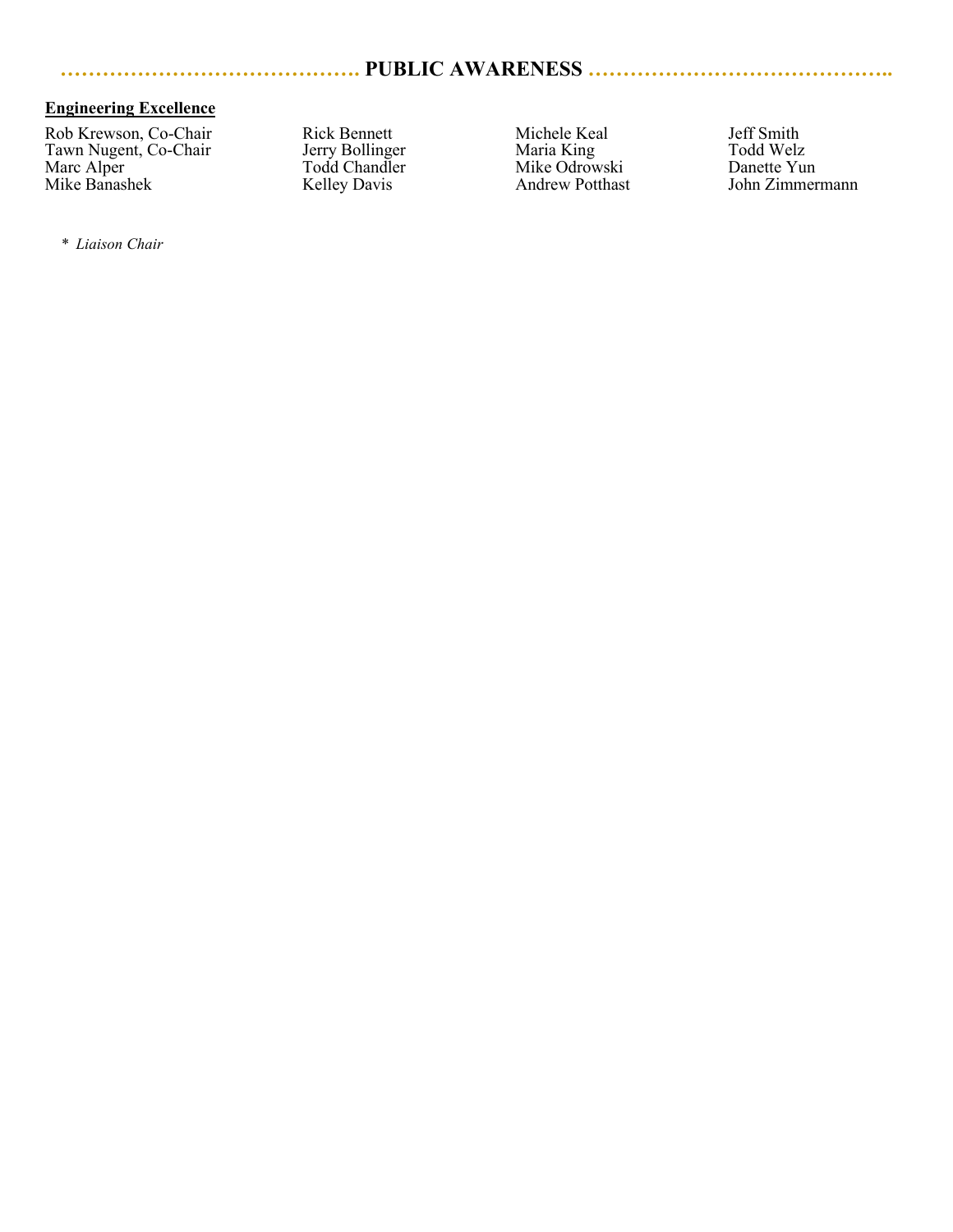# PUBLIC AWARENESS

**Engineering Excellence**

Rob Krewson, Co-Chair
Tawn Nugent, Co-Chair
Marc Alper
Mike Banashek
Rick Bennett
Jerry Bollinger
Todd Chandler
Kelley Davis
Michele Keal
Maria King
Mike Odrowski
Andrew Potthast
Jeff Smith
Todd Welz
Danette Yun
John Zimmermann

\* *Liaison Chair*